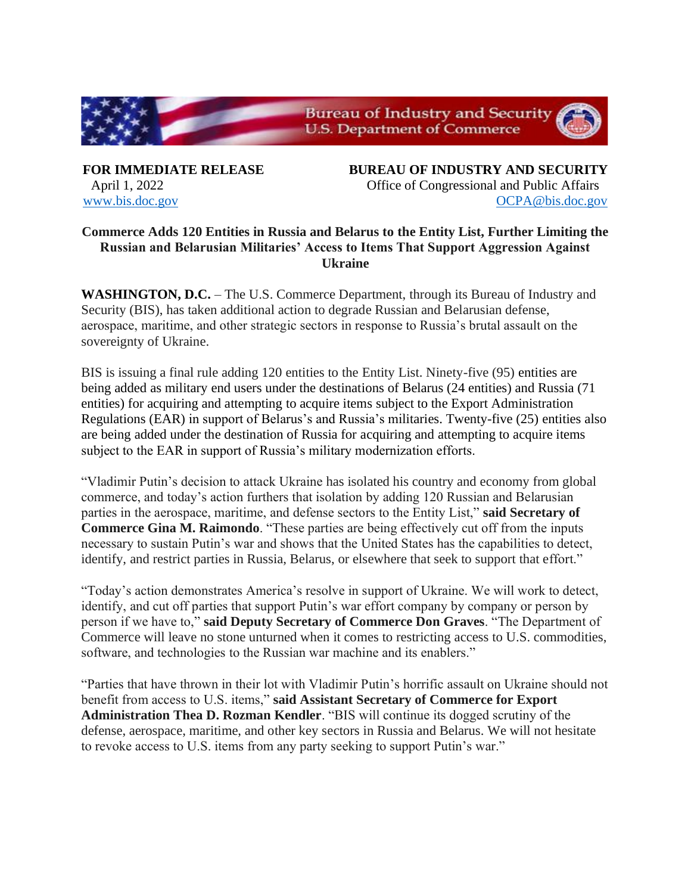Bureau of Industry and Security
U.S. Department of Commerce

**FOR IMMEDIATE RELEASE**
April 1, 2022
www.bis.doc.gov

**BUREAU OF INDUSTRY AND SECURITY**
Office of Congressional and Public Affairs
OCPA@bis.doc.gov

## Commerce Adds 120 Entities in Russia and Belarus to the Entity List, Further Limiting the Russian and Belarusian Militaries' Access to Items That Support Aggression Against Ukraine

**WASHINGTON, D.C.** – The U.S. Commerce Department, through its Bureau of Industry and Security (BIS), has taken additional action to degrade Russian and Belarusian defense, aerospace, maritime, and other strategic sectors in response to Russia's brutal assault on the sovereignty of Ukraine.

BIS is issuing a final rule adding 120 entities to the Entity List. Ninety-five (95) entities are being added as military end users under the destinations of Belarus (24 entities) and Russia (71 entities) for acquiring and attempting to acquire items subject to the Export Administration Regulations (EAR) in support of Belarus's and Russia's militaries. Twenty-five (25) entities also are being added under the destination of Russia for acquiring and attempting to acquire items subject to the EAR in support of Russia's military modernization efforts.

"Vladimir Putin's decision to attack Ukraine has isolated his country and economy from global commerce, and today's action furthers that isolation by adding 120 Russian and Belarusian parties in the aerospace, maritime, and defense sectors to the Entity List," **said Secretary of Commerce Gina M. Raimondo**. "These parties are being effectively cut off from the inputs necessary to sustain Putin's war and shows that the United States has the capabilities to detect, identify, and restrict parties in Russia, Belarus, or elsewhere that seek to support that effort."

"Today's action demonstrates America's resolve in support of Ukraine. We will work to detect, identify, and cut off parties that support Putin's war effort company by company or person by person if we have to," **said Deputy Secretary of Commerce Don Graves**. "The Department of Commerce will leave no stone unturned when it comes to restricting access to U.S. commodities, software, and technologies to the Russian war machine and its enablers."

"Parties that have thrown in their lot with Vladimir Putin's horrific assault on Ukraine should not benefit from access to U.S. items," **said Assistant Secretary of Commerce for Export Administration Thea D. Rozman Kendler**. "BIS will continue its dogged scrutiny of the defense, aerospace, maritime, and other key sectors in Russia and Belarus. We will not hesitate to revoke access to U.S. items from any party seeking to support Putin's war."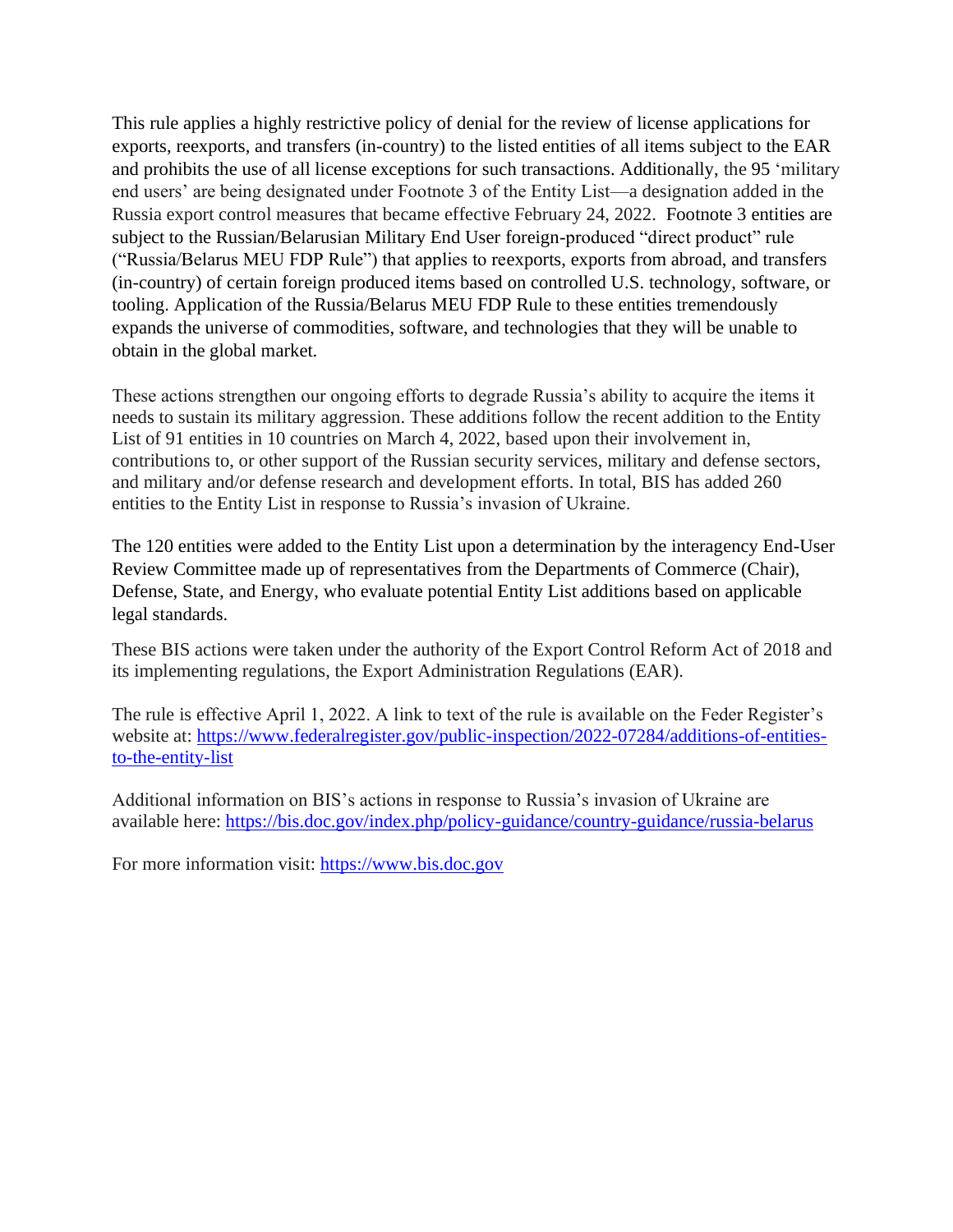This rule applies a highly restrictive policy of denial for the review of license applications for exports, reexports, and transfers (in-country) to the listed entities of all items subject to the EAR and prohibits the use of all license exceptions for such transactions. Additionally, the 95 'military end users' are being designated under Footnote 3 of the Entity List—a designation added in the Russia export control measures that became effective February 24, 2022. Footnote 3 entities are subject to the Russian/Belarusian Military End User foreign-produced "direct product" rule ("Russia/Belarus MEU FDP Rule") that applies to reexports, exports from abroad, and transfers (in-country) of certain foreign produced items based on controlled U.S. technology, software, or tooling. Application of the Russia/Belarus MEU FDP Rule to these entities tremendously expands the universe of commodities, software, and technologies that they will be unable to obtain in the global market.

These actions strengthen our ongoing efforts to degrade Russia's ability to acquire the items it needs to sustain its military aggression. These additions follow the recent addition to the Entity List of 91 entities in 10 countries on March 4, 2022, based upon their involvement in, contributions to, or other support of the Russian security services, military and defense sectors, and military and/or defense research and development efforts. In total, BIS has added 260 entities to the Entity List in response to Russia's invasion of Ukraine.

The 120 entities were added to the Entity List upon a determination by the interagency End-User Review Committee made up of representatives from the Departments of Commerce (Chair), Defense, State, and Energy, who evaluate potential Entity List additions based on applicable legal standards.

These BIS actions were taken under the authority of the Export Control Reform Act of 2018 and its implementing regulations, the Export Administration Regulations (EAR).

The rule is effective April 1, 2022. A link to text of the rule is available on the Feder Register's website at: [https://www.federalregister.gov/public-inspection/2022-07284/additions-of-entities-to-the-entity-list](https://www.federalregister.gov/public-inspection/2022-07284/additions-of-entities-to-the-entity-list)

Additional information on BIS's actions in response to Russia's invasion of Ukraine are available here: [https://bis.doc.gov/index.php/policy-guidance/country-guidance/russia-belarus](https://bis.doc.gov/index.php/policy-guidance/country-guidance/russia-belarus)

For more information visit: [https://www.bis.doc.gov](https://www.bis.doc.gov)